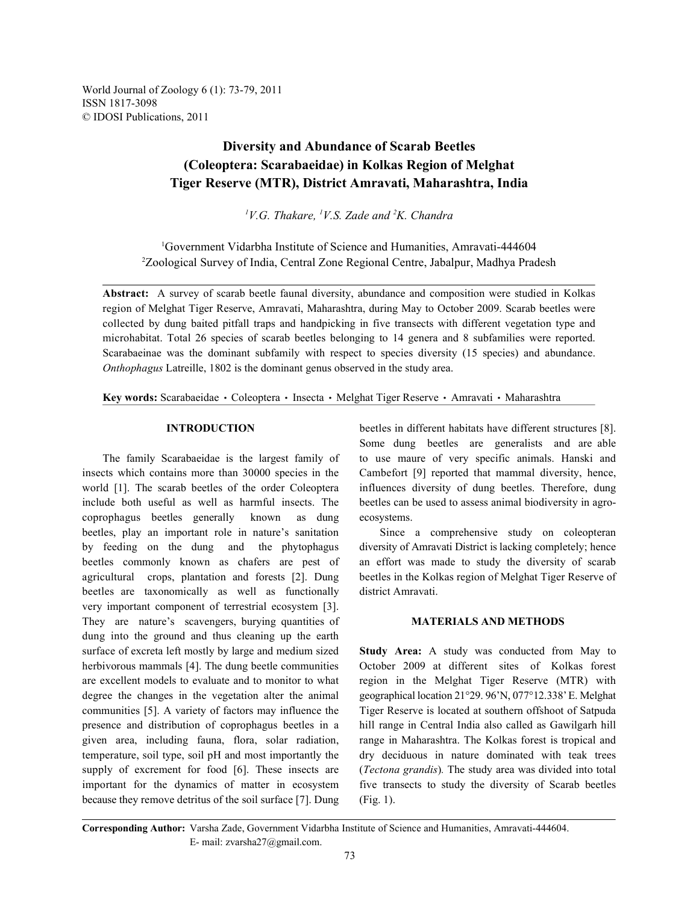World Journal of Zoology 6 (1): 73-79, 2011
ISSN 1817-3098
© IDOSI Publications, 2011

# Diversity and Abundance of Scarab Beetles (Coleoptera: Scarabaeidae) in Kolkas Region of Melghat Tiger Reserve (MTR), District Amravati, Maharashtra, India

*[1]V.G. Thakare, [1]V.S. Zade and [2]K. Chandra*

[1]Government Vidarbha Institute of Science and Humanities, Amravati-444604
[2]Zoological Survey of India, Central Zone Regional Centre, Jabalpur, Madhya Pradesh

**Abstract:** A survey of scarab beetle faunal diversity, abundance and composition were studied in Kolkas region of Melghat Tiger Reserve, Amravati, Maharashtra, during May to October 2009. Scarab beetles were collected by dung baited pitfall traps and handpicking in five transects with different vegetation type and microhabitat. Total 26 species of scarab beetles belonging to 14 genera and 8 subfamilies were reported. Scarabaeinae was the dominant subfamily with respect to species diversity (15 species) and abundance. *Onthophagus* Latreille, 1802 is the dominant genus observed in the study area.

**Key words:** Scarabaeidae · Coleoptera · Insecta · Melghat Tiger Reserve · Amravati · Maharashtra

## INTRODUCTION

The family Scarabaeidae is the largest family of insects which contains more than 30000 species in the world [1]. The scarab beetles of the order Coleoptera include both useful as well as harmful insects. The coprophagus beetles generally known as dung beetles, play an important role in nature's sanitation by feeding on the dung and the phytophagus beetles commonly known as chafers are pest of agricultural crops, plantation and forests [2]. Dung beetles are taxonomically as well as functionally very important component of terrestrial ecosystem [3]. They are nature's scavengers, burying quantities of dung into the ground and thus cleaning up the earth surface of excreta left mostly by large and medium sized herbivorous mammals [4]. The dung beetle communities are excellent models to evaluate and to monitor to what degree the changes in the vegetation alter the animal communities [5]. A variety of factors may influence the presence and distribution of coprophagus beetles in a given area, including fauna, flora, solar radiation, temperature, soil type, soil pH and most importantly the supply of excrement for food [6]. These insects are important for the dynamics of matter in ecosystem because they remove detritus of the soil surface [7]. Dung beetles in different habitats have different structures [8]. Some dung beetles are generalists and are able to use maure of very specific animals. Hanski and Cambefort [9] reported that mammal diversity, hence, influences diversity of dung beetles. Therefore, dung beetles can be used to assess animal biodiversity in agro-ecosystems.

Since a comprehensive study on coleopteran diversity of Amravati District is lacking completely; hence an effort was made to study the diversity of scarab beetles in the Kolkas region of Melghat Tiger Reserve of district Amravati.

## MATERIALS AND METHODS

**Study Area:** A study was conducted from May to October 2009 at different sites of Kolkas forest region in the Melghat Tiger Reserve (MTR) with geographical location 21°29. 96'N, 077°12.338' E. Melghat Tiger Reserve is located at southern offshoot of Satpuda hill range in Central India also called as Gawilgarh hill range in Maharashtra. The Kolkas forest is tropical and dry deciduous in nature dominated with teak trees (*Tectona grandis*). The study area was divided into total five transects to study the diversity of Scarab beetles (Fig. 1).

**Corresponding Author:** Varsha Zade, Government Vidarbha Institute of Science and Humanities, Amravati-444604. E- mail: zvarsha27@gmail.com.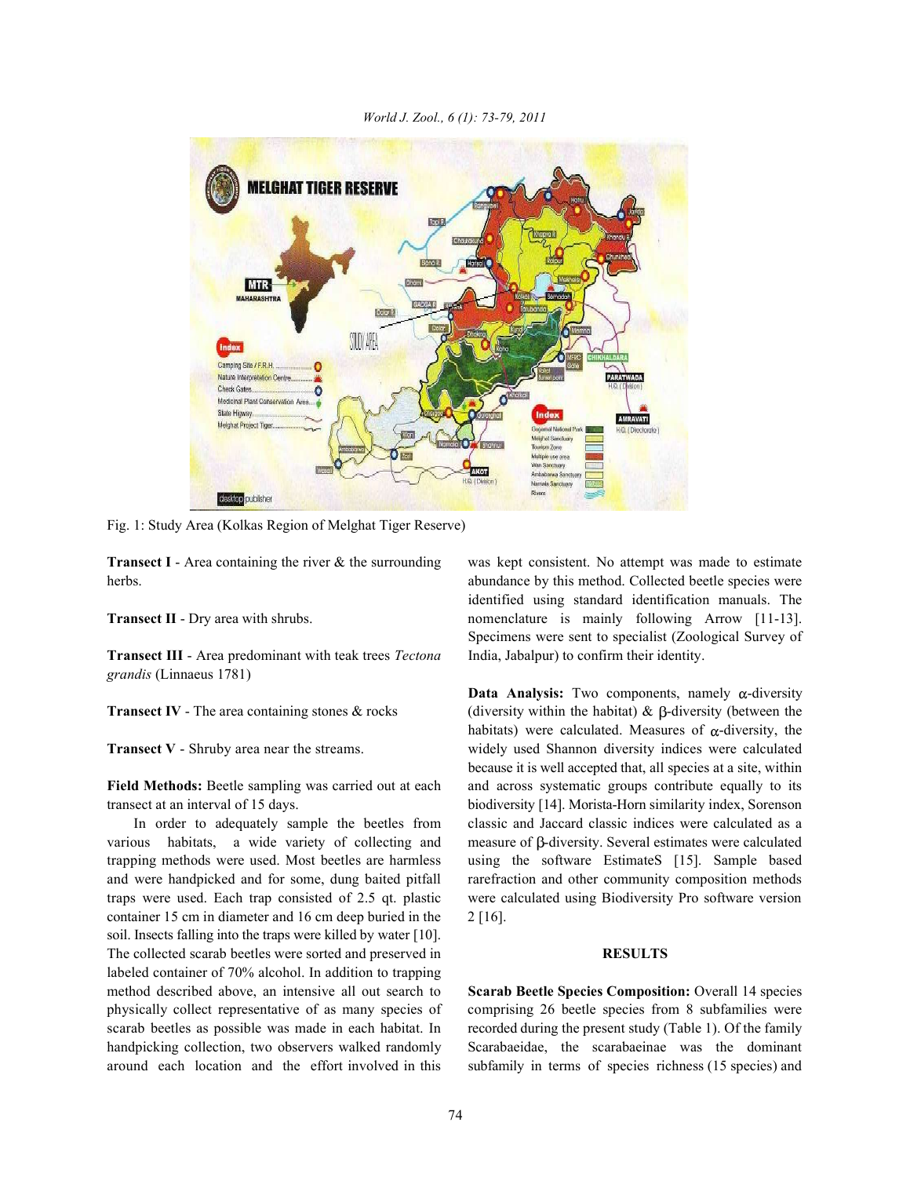Fig. 1: Study Area (Kolkas Region of Melghat Tiger Reserve)

**Transect I** - Area containing the river & the surrounding herbs.

**Transect II** - Dry area with shrubs.

**Transect III** - Area predominant with teak trees *Tectona grandis* (Linnaeus 1781)

**Transect IV** - The area containing stones & rocks

**Transect V** - Shruby area near the streams.

**Field Methods:** Beetle sampling was carried out at each transect at an interval of 15 days.

In order to adequately sample the beetles from various habitats, a wide variety of collecting and trapping methods were used. Most beetles are harmless and were handpicked and for some, dung baited pitfall traps were used. Each trap consisted of 2.5 qt. plastic container 15 cm in diameter and 16 cm deep buried in the soil. Insects falling into the traps were killed by water [10]. The collected scarab beetles were sorted and preserved in labeled container of 70% alcohol. In addition to trapping method described above, an intensive all out search to physically collect representative of as many species of scarab beetles as possible was made in each habitat. In handpicking collection, two observers walked randomly around each location and the effort involved in this was kept consistent. No attempt was made to estimate abundance by this method. Collected beetle species were identified using standard identification manuals. The nomenclature is mainly following Arrow [11-13]. Specimens were sent to specialist (Zoological Survey of India, Jabalpur) to confirm their identity.

**Data Analysis:** Two components, namely $\alpha$-diversity (diversity within the habitat) & $\beta$-diversity (between the habitats) were calculated. Measures of $\alpha$-diversity, the widely used Shannon diversity indices were calculated because it is well accepted that, all species at a site, within and across systematic groups contribute equally to its biodiversity [14]. Morista-Horn similarity index, Sorenson classic and Jaccard classic indices were calculated as a measure of $\beta$-diversity. Several estimates were calculated using the software EstimateS [15]. Sample based rarefraction and other community composition methods were calculated using Biodiversity Pro software version 2 [16].

## RESULTS

**Scarab Beetle Species Composition:** Overall 14 species comprising 26 beetle species from 8 subfamilies were recorded during the present study (Table 1). Of the family Scarabaeidae, the scarabaeinae was the dominant subfamily in terms of species richness (15 species) and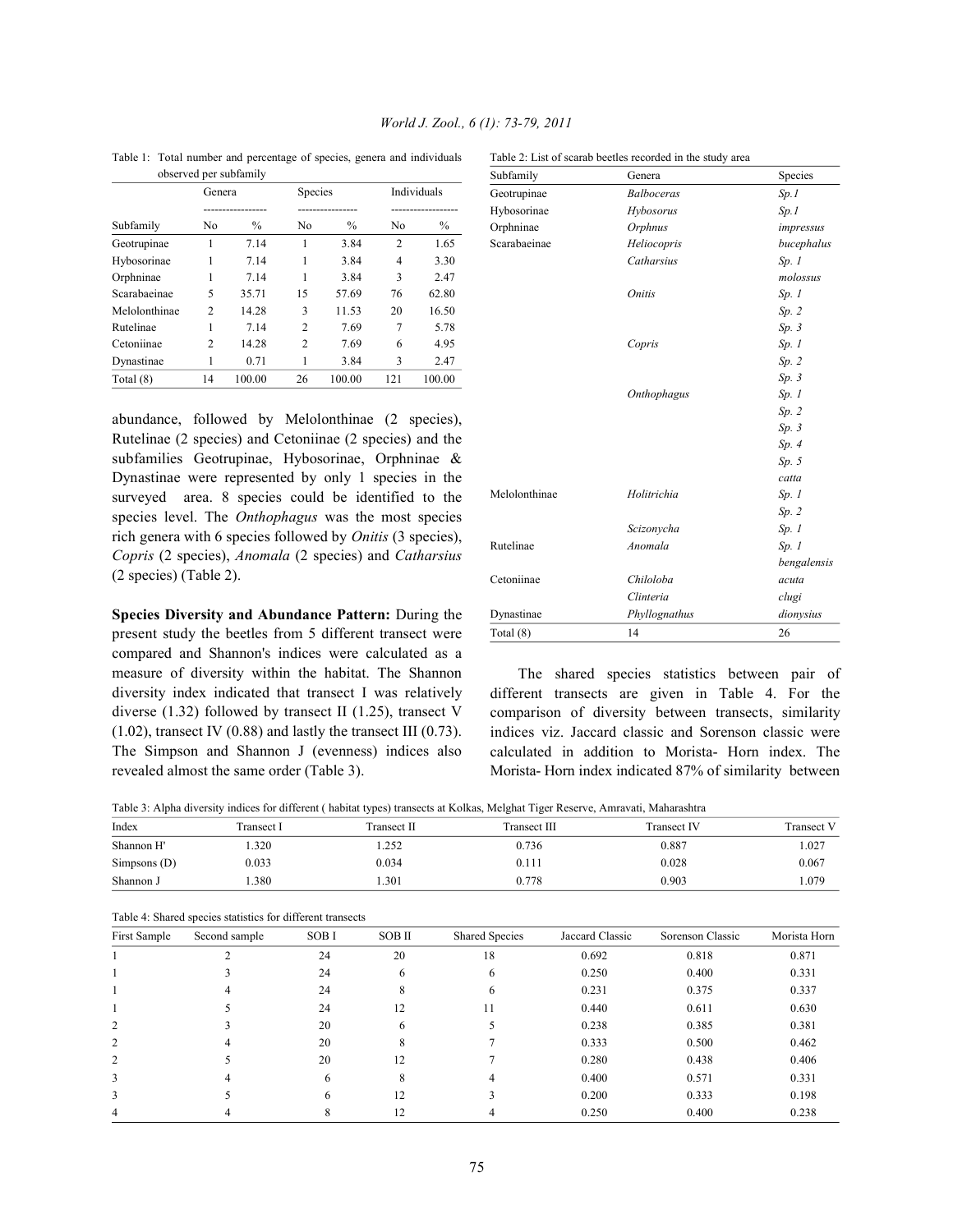Table 1: Total number and percentage of species, genera and individuals observed per subfamily

| | Genera | | Species | | Individuals | |
|---|---|---|---|---|---|---|
| Subfamily | No | % | No | % | No | % |
| Geotrupinae | 1 | 7.14 | 1 | 3.84 | 2 | 1.65 |
| Hybosorinae | 1 | 7.14 | 1 | 3.84 | 4 | 3.30 |
| Orphninae | 1 | 7.14 | 1 | 3.84 | 3 | 2.47 |
| Scarabaeinae | 5 | 35.71 | 15 | 57.69 | 76 | 62.80 |
| Melolonthinae | 2 | 14.28 | 3 | 11.53 | 20 | 16.50 |
| Rutelinae | 1 | 7.14 | 2 | 7.69 | 7 | 5.78 |
| Cetoniinae | 2 | 14.28 | 2 | 7.69 | 6 | 4.95 |
| Dynastinae | 1 | 0.71 | 1 | 3.84 | 3 | 2.47 |
| Total (8) | 14 | 100.00 | 26 | 100.00 | 121 | 100.00 |

abundance, followed by Melolonthinae (2 species), Rutelinae (2 species) and Cetoniinae (2 species) and the subfamilies Geotrupinae, Hybosorinae, Orphninae & Dynastinae were represented by only 1 species in the surveyed area. 8 species could be identified to the species level. The *Onthophagus* was the most species rich genera with 6 species followed by *Onitis* (3 species), *Copris* (2 species), *Anomala* (2 species) and *Catharsius* (2 species) (Table 2).

**Species Diversity and Abundance Pattern:** During the present study the beetles from 5 different transect were compared and Shannon's indices were calculated as a measure of diversity within the habitat. The Shannon diversity index indicated that transect I was relatively diverse (1.32) followed by transect II (1.25), transect V (1.02), transect IV (0.88) and lastly the transect III (0.73). The Simpson and Shannon J (evenness) indices also revealed almost the same order (Table 3).

Table 2: List of scarab beetles recorded in the study area

| Subfamily | Genera | Species |
|---|---|---|
| Geotrupinae | *Balboceras* | *Sp.1* |
| Hybosorinae | *Hybosorus* | *Sp.1* |
| Orphninae | *Orphnus* | *impressus* |
| Scarabaeinae | *Heliocopris* | *bucephalus* |
| | *Catharsius* | *Sp. 1* |
| | | *molossus* |
| | *Onitis* | *Sp. 1* |
| | | *Sp. 2* |
| | | *Sp. 3* |
| | *Copris* | *Sp. 1* |
| | | *Sp. 2* |
| | | *Sp. 3* |
| | *Onthophagus* | *Sp. 1* |
| | | *Sp. 2* |
| | | *Sp. 3* |
| | | *Sp. 4* |
| | | *Sp. 5* |
| | | *catta* |
| Melolonthinae | *Holitrichia* | *Sp. 1* |
| | | *Sp. 2* |
| | *Scizonycha* | *Sp. 1* |
| Rutelinae | *Anomala* | *Sp. 1* |
| | | *bengalensis* |
| Cetoniinae | *Chiloloba* | *acuta* |
| | *Clinteria* | *clugi* |
| Dynastinae | *Phyllognathus* | *dionysius* |
| Total (8) | 14 | 26 |

The shared species statistics between pair of different transects are given in Table 4. For the comparison of diversity between transects, similarity indices viz. Jaccard classic and Sorenson classic were calculated in addition to Morista- Horn index. The Morista- Horn index indicated 87% of similarity between

Table 3: Alpha diversity indices for different ( habitat types) transects at Kolkas, Melghat Tiger Reserve, Amravati, Maharashtra

| Index | Transect I | Transect II | Transect III | Transect IV | Transect V |
|---|---|---|---|---|---|
| Shannon H' | 1.320 | 1.252 | 0.736 | 0.887 | 1.027 |
| Simpsons (D) | 0.033 | 0.034 | 0.111 | 0.028 | 0.067 |
| Shannon J | 1.380 | 1.301 | 0.778 | 0.903 | 1.079 |

Table 4: Shared species statistics for different transects

| First Sample | Second sample | SOB I | SOB II | Shared Species | Jaccard Classic | Sorenson Classic | Morista Horn |
|---|---|---|---|---|---|---|---|
| 1 | 2 | 24 | 20 | 18 | 0.692 | 0.818 | 0.871 |
| 1 | 3 | 24 | 6 | 6 | 0.250 | 0.400 | 0.331 |
| 1 | 4 | 24 | 8 | 6 | 0.231 | 0.375 | 0.337 |
| 1 | 5 | 24 | 12 | 11 | 0.440 | 0.611 | 0.630 |
| 2 | 3 | 20 | 6 | 5 | 0.238 | 0.385 | 0.381 |
| 2 | 4 | 20 | 8 | 7 | 0.333 | 0.500 | 0.462 |
| 2 | 5 | 20 | 12 | 7 | 0.280 | 0.438 | 0.406 |
| 3 | 4 | 6 | 8 | 4 | 0.400 | 0.571 | 0.331 |
| 3 | 5 | 6 | 12 | 3 | 0.200 | 0.333 | 0.198 |
| 4 | 4 | 8 | 12 | 4 | 0.250 | 0.400 | 0.238 |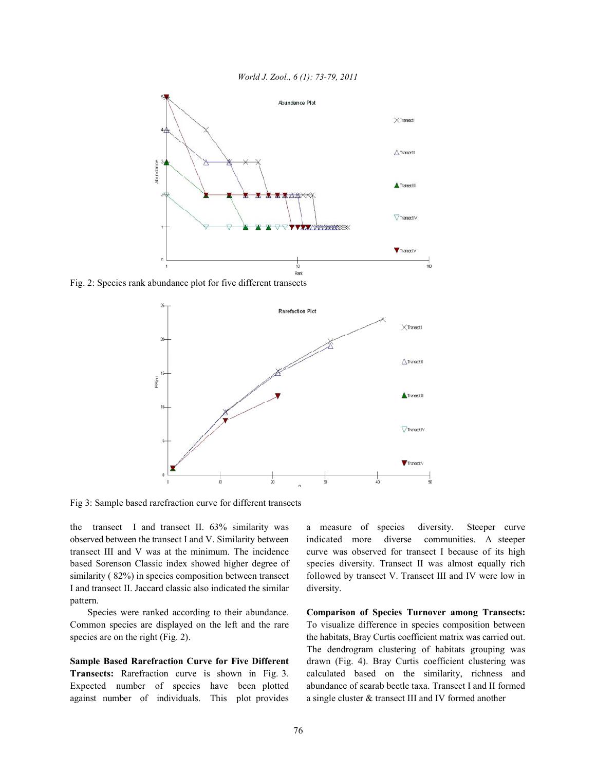Fig. 2: Species rank abundance plot for five different transects

Fig 3: Sample based rarefaction curve for different transects

the transect I and transect II. 63% similarity was observed between the transect I and V. Similarity between transect III and V was at the minimum. The incidence based Sorenson Classic index showed higher degree of similarity ( 82%) in species composition between transect I and transect II. Jaccard classic also indicated the similar pattern.

Species were ranked according to their abundance. Common species are displayed on the left and the rare species are on the right (Fig. 2).

**Sample Based Rarefaction Curve for Five Different Transects:** Rarefaction curve is shown in Fig. 3. Expected number of species have been plotted against number of individuals. This plot provides a measure of species diversity. Steeper curve indicated more diverse communities. A steeper curve was observed for transect I because of its high species diversity. Transect II was almost equally rich followed by transect V. Transect III and IV were low in diversity.

**Comparison of Species Turnover among Transects:** To visualize difference in species composition between the habitats, Bray Curtis coefficient matrix was carried out. The dendrogram clustering of habitats grouping was drawn (Fig. 4). Bray Curtis coefficient clustering was calculated based on the similarity, richness and abundance of scarab beetle taxa. Transect I and II formed a single cluster & transect III and IV formed another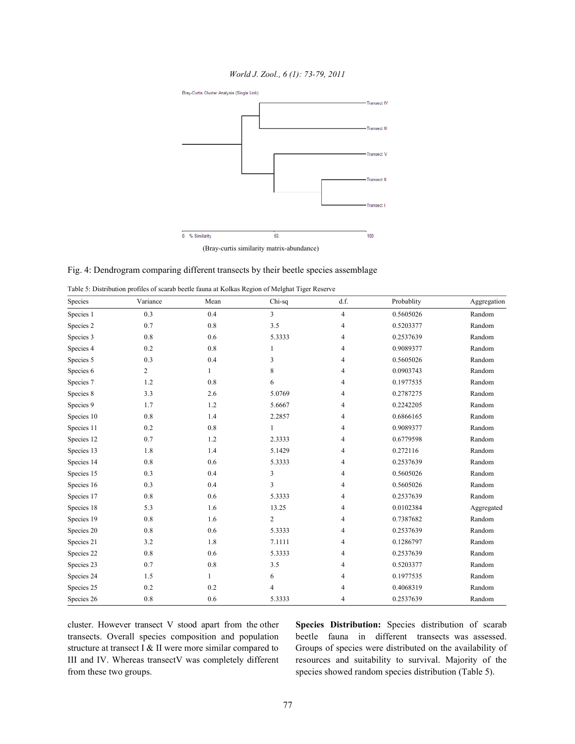(Bray-curtis similarity matrix-abundance)

Fig. 4: Dendrogram comparing different transects by their beetle species assemblage

Table 5: Distribution profiles of scarab beetle fauna at Kolkas Region of Melghat Tiger Reserve

| Species | Variance | Mean | Chi-sq | d.f. | Probablity | Aggregation |
|---|---|---|---|---|---|---|
| Species 1 | 0.3 | 0.4 | 3 | 4 | 0.5605026 | Random |
| Species 2 | 0.7 | 0.8 | 3.5 | 4 | 0.5203377 | Random |
| Species 3 | 0.8 | 0.6 | 5.3333 | 4 | 0.2537639 | Random |
| Species 4 | 0.2 | 0.8 | 1 | 4 | 0.9089377 | Random |
| Species 5 | 0.3 | 0.4 | 3 | 4 | 0.5605026 | Random |
| Species 6 | 2 | 1 | 8 | 4 | 0.0903743 | Random |
| Species 7 | 1.2 | 0.8 | 6 | 4 | 0.1977535 | Random |
| Species 8 | 3.3 | 2.6 | 5.0769 | 4 | 0.2787275 | Random |
| Species 9 | 1.7 | 1.2 | 5.6667 | 4 | 0.2242205 | Random |
| Species 10 | 0.8 | 1.4 | 2.2857 | 4 | 0.6866165 | Random |
| Species 11 | 0.2 | 0.8 | 1 | 4 | 0.9089377 | Random |
| Species 12 | 0.7 | 1.2 | 2.3333 | 4 | 0.6779598 | Random |
| Species 13 | 1.8 | 1.4 | 5.1429 | 4 | 0.272116 | Random |
| Species 14 | 0.8 | 0.6 | 5.3333 | 4 | 0.2537639 | Random |
| Species 15 | 0.3 | 0.4 | 3 | 4 | 0.5605026 | Random |
| Species 16 | 0.3 | 0.4 | 3 | 4 | 0.5605026 | Random |
| Species 17 | 0.8 | 0.6 | 5.3333 | 4 | 0.2537639 | Random |
| Species 18 | 5.3 | 1.6 | 13.25 | 4 | 0.0102384 | Aggregated |
| Species 19 | 0.8 | 1.6 | 2 | 4 | 0.7387682 | Random |
| Species 20 | 0.8 | 0.6 | 5.3333 | 4 | 0.2537639 | Random |
| Species 21 | 3.2 | 1.8 | 7.1111 | 4 | 0.1286797 | Random |
| Species 22 | 0.8 | 0.6 | 5.3333 | 4 | 0.2537639 | Random |
| Species 23 | 0.7 | 0.8 | 3.5 | 4 | 0.5203377 | Random |
| Species 24 | 1.5 | 1 | 6 | 4 | 0.1977535 | Random |
| Species 25 | 0.2 | 0.2 | 4 | 4 | 0.4068319 | Random |
| Species 26 | 0.8 | 0.6 | 5.3333 | 4 | 0.2537639 | Random |

cluster. However transect V stood apart from the other transects. Overall species composition and population structure at transect I & II were more similar compared to III and IV. Whereas transectV was completely different from these two groups.

**Species Distribution:** Species distribution of scarab beetle fauna in different transects was assessed. Groups of species were distributed on the availability of resources and suitability to survival. Majority of the species showed random species distribution (Table 5).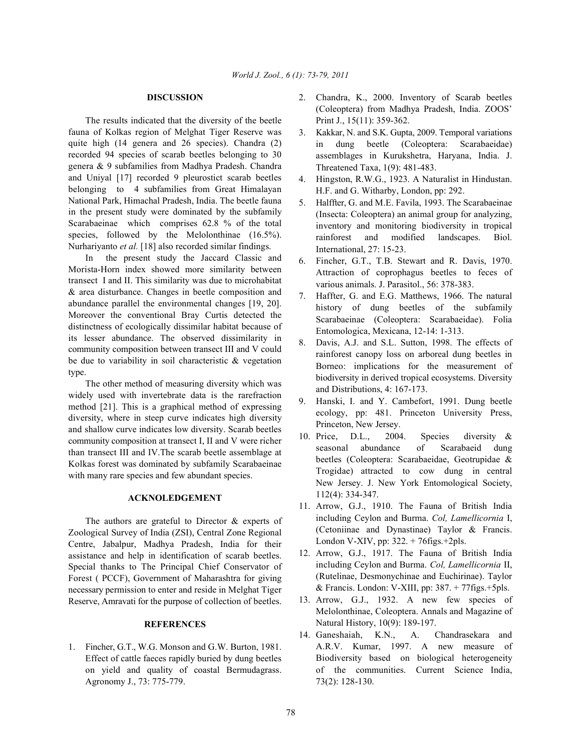## DISCUSSION

The results indicated that the diversity of the beetle fauna of Kolkas region of Melghat Tiger Reserve was quite high (14 genera and 26 species). Chandra (2) recorded 94 species of scarab beetles belonging to 30 genera & 9 subfamilies from Madhya Pradesh. Chandra and Uniyal [17] recorded 9 pleurostict scarab beetles belonging to 4 subfamilies from Great Himalayan National Park, Himachal Pradesh, India. The beetle fauna in the present study were dominated by the subfamily Scarabaeinae which comprises 62.8 % of the total species, followed by the Melolonthinae (16.5%). Nurhariyanto *et al.* [18] also recorded similar findings.

In the present study the Jaccard Classic and Morista-Horn index showed more similarity between transect I and II. This similarity was due to microhabitat & area disturbance. Changes in beetle composition and abundance parallel the environmental changes [19, 20]. Moreover the conventional Bray Curtis detected the distinctness of ecologically dissimilar habitat because of its lesser abundance. The observed dissimilarity in community composition between transect III and V could be due to variability in soil characteristic & vegetation type.

The other method of measuring diversity which was widely used with invertebrate data is the rarefraction method [21]. This is a graphical method of expressing diversity, where in steep curve indicates high diversity and shallow curve indicates low diversity. Scarab beetles community composition at transect I, II and V were richer than transect III and IV.The scarab beetle assemblage at Kolkas forest was dominated by subfamily Scarabaeinae with many rare species and few abundant species.

## ACKNOLEDGEMENT

The authors are grateful to Director & experts of Zoological Survey of India (ZSI), Central Zone Regional Centre, Jabalpur, Madhya Pradesh, India for their assistance and help in identification of scarab beetles. Special thanks to The Principal Chief Conservator of Forest ( PCCF), Government of Maharashtra for giving necessary permission to enter and reside in Melghat Tiger Reserve, Amravati for the purpose of collection of beetles.

## REFERENCES

1. Fincher, G.T., W.G. Monson and G.W. Burton, 1981. Effect of cattle faeces rapidly buried by dung beetles on yield and quality of coastal Bermudagrass. Agronomy J., 73: 775-779.
2. Chandra, K., 2000. Inventory of Scarab beetles (Coleoptera) from Madhya Pradesh, India. ZOOS' Print J., 15(11): 359-362.
3. Kakkar, N. and S.K. Gupta, 2009. Temporal variations in dung beetle (Coleoptera: Scarabaeidae) assemblages in Kurukshetra, Haryana, India. J. Threatened Taxa, 1(9): 481-483.
4. Hingston, R.W.G., 1923. A Naturalist in Hindustan. H.F. and G. Witharby, London, pp: 292.
5. Halffter, G. and M.E. Favila, 1993. The Scarabaeinae (Insecta: Coleoptera) an animal group for analyzing, inventory and monitoring biodiversity in tropical rainforest and modified landscapes. Biol. International, 27: 15-23.
6. Fincher, G.T., T.B. Stewart and R. Davis, 1970. Attraction of coprophagus beetles to feces of various animals. J. Parasitol., 56: 378-383.
7. Haffter, G. and E.G. Matthews, 1966. The natural history of dung beetles of the subfamily Scarabaeinae (Coleoptera: Scarabaeidae). Folia Entomologica, Mexicana, 12-14: 1-313.
8. Davis, A.J. and S.L. Sutton, 1998. The effects of rainforest canopy loss on arboreal dung beetles in Borneo: implications for the measurement of biodiversity in derived tropical ecosystems. Diversity and Distributions, 4: 167-173.
9. Hanski, I. and Y. Cambefort, 1991. Dung beetle ecology, pp: 481. Princeton University Press, Princeton, New Jersey.
10. Price, D.L., 2004. Species diversity & seasonal abundance of Scarabaeid dung beetles (Coleoptera: Scarabaeidae, Geotrupidae & Trogidae) attracted to cow dung in central New Jersey. J. New York Entomological Society, 112(4): 334-347.
11. Arrow, G.J., 1910. The Fauna of British India including Ceylon and Burma. *Col, Lamellicornia* I, (Cetoniinae and Dynastinae) Taylor & Francis. London V-XIV, pp: 322. + 76figs.+2pls.
12. Arrow, G.J., 1917. The Fauna of British India including Ceylon and Burma. *Col, Lamellicornia* II, (Rutelinae, Desmonychinae and Euchirinae). Taylor & Francis. London: V-XIII, pp: 387. + 77figs.+5pls.
13. Arrow, G.J., 1932. A new few species of Melolonthinae, Coleoptera. Annals and Magazine of Natural History, 10(9): 189-197.
14. Ganeshaiah, K.N., A. Chandrasekara and A.R.V. Kumar, 1997. A new measure of Biodiversity based on biological heterogeneity of the communities. Current Science India, 73(2): 128-130.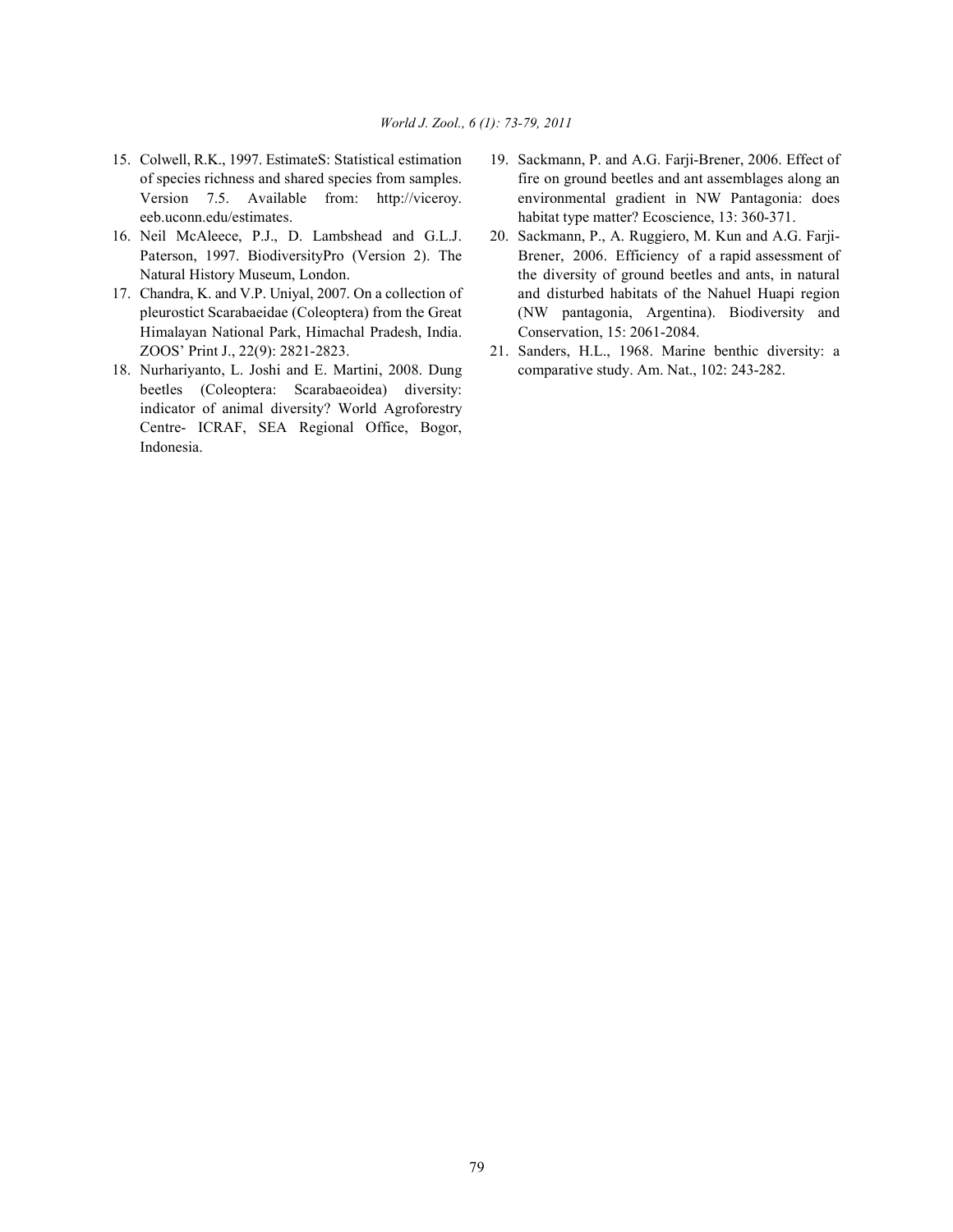15. Colwell, R.K., 1997. EstimateS: Statistical estimation of species richness and shared species from samples. Version 7.5. Available from: http://viceroy. eeb.uconn.edu/estimates.
16. Neil McAleece, P.J., D. Lambshead and G.L.J. Paterson, 1997. BiodiversityPro (Version 2). The Natural History Museum, London.
17. Chandra, K. and V.P. Uniyal, 2007. On a collection of pleurostict Scarabaeidae (Coleoptera) from the Great Himalayan National Park, Himachal Pradesh, India. ZOOS' Print J., 22(9): 2821-2823.
18. Nurhariyanto, L. Joshi and E. Martini, 2008. Dung beetles (Coleoptera: Scarabaeoidea) diversity: indicator of animal diversity? World Agroforestry Centre- ICRAF, SEA Regional Office, Bogor, Indonesia.
19. Sackmann, P. and A.G. Farji-Brener, 2006. Effect of fire on ground beetles and ant assemblages along an environmental gradient in NW Pantagonia: does habitat type matter? Ecoscience, 13: 360-371.
20. Sackmann, P., A. Ruggiero, M. Kun and A.G. Farji-Brener, 2006. Efficiency of a rapid assessment of the diversity of ground beetles and ants, in natural and disturbed habitats of the Nahuel Huapi region (NW pantagonia, Argentina). Biodiversity and Conservation, 15: 2061-2084.
21. Sanders, H.L., 1968. Marine benthic diversity: a comparative study. Am. Nat., 102: 243-282.